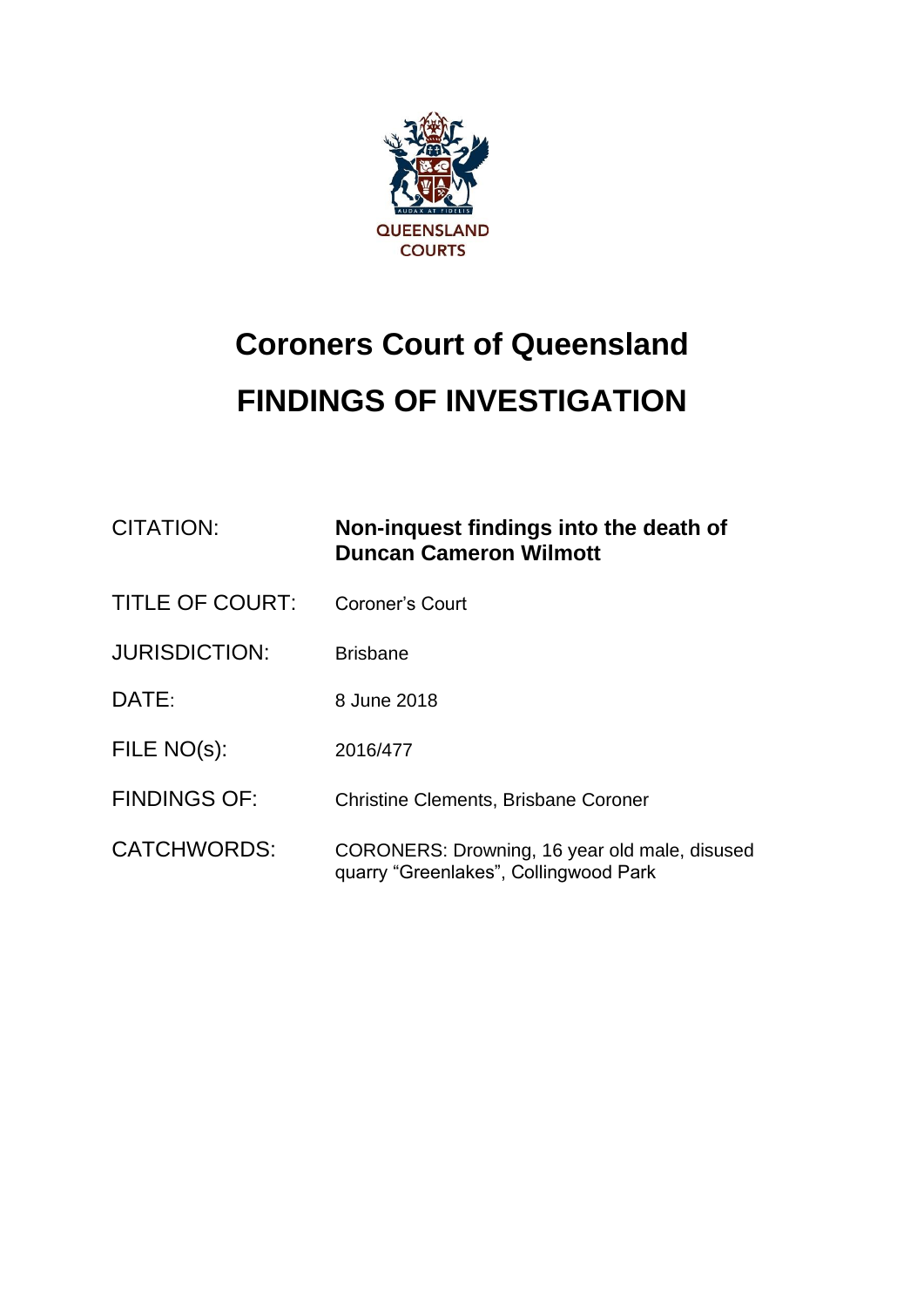QUEENSLAND COURTS

# Coroners Court of Queensland

# FINDINGS OF INVESTIGATION

| | |
|---|---|
| CITATION: | **Non-inquest findings into the death of Duncan Cameron Wilmott** |
| TITLE OF COURT: | Coroner's Court |
| JURISDICTION: | Brisbane |
| DATE: | 8 June 2018 |
| FILE NO(s): | 2016/477 |
| FINDINGS OF: | Christine Clements, Brisbane Coroner |
| CATCHWORDS: | CORONERS: Drowning, 16 year old male, disused quarry "Greenlakes", Collingwood Park |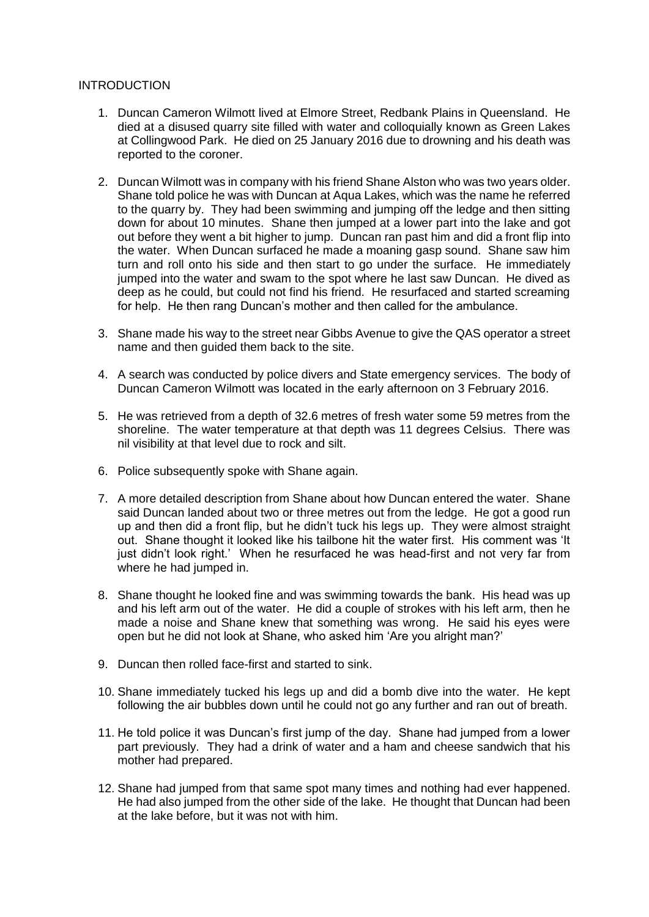## INTRODUCTION

1. Duncan Cameron Wilmott lived at Elmore Street, Redbank Plains in Queensland. He died at a disused quarry site filled with water and colloquially known as Green Lakes at Collingwood Park. He died on 25 January 2016 due to drowning and his death was reported to the coroner.

2. Duncan Wilmott was in company with his friend Shane Alston who was two years older. Shane told police he was with Duncan at Aqua Lakes, which was the name he referred to the quarry by. They had been swimming and jumping off the ledge and then sitting down for about 10 minutes. Shane then jumped at a lower part into the lake and got out before they went a bit higher to jump. Duncan ran past him and did a front flip into the water. When Duncan surfaced he made a moaning gasp sound. Shane saw him turn and roll onto his side and then start to go under the surface. He immediately jumped into the water and swam to the spot where he last saw Duncan. He dived as deep as he could, but could not find his friend. He resurfaced and started screaming for help. He then rang Duncan's mother and then called for the ambulance.

3. Shane made his way to the street near Gibbs Avenue to give the QAS operator a street name and then guided them back to the site.

4. A search was conducted by police divers and State emergency services. The body of Duncan Cameron Wilmott was located in the early afternoon on 3 February 2016.

5. He was retrieved from a depth of 32.6 metres of fresh water some 59 metres from the shoreline. The water temperature at that depth was 11 degrees Celsius. There was nil visibility at that level due to rock and silt.

6. Police subsequently spoke with Shane again.

7. A more detailed description from Shane about how Duncan entered the water. Shane said Duncan landed about two or three metres out from the ledge. He got a good run up and then did a front flip, but he didn't tuck his legs up. They were almost straight out. Shane thought it looked like his tailbone hit the water first. His comment was 'It just didn't look right.' When he resurfaced he was head-first and not very far from where he had jumped in.

8. Shane thought he looked fine and was swimming towards the bank. His head was up and his left arm out of the water. He did a couple of strokes with his left arm, then he made a noise and Shane knew that something was wrong. He said his eyes were open but he did not look at Shane, who asked him 'Are you alright man?'

9. Duncan then rolled face-first and started to sink.

10. Shane immediately tucked his legs up and did a bomb dive into the water. He kept following the air bubbles down until he could not go any further and ran out of breath.

11. He told police it was Duncan's first jump of the day. Shane had jumped from a lower part previously. They had a drink of water and a ham and cheese sandwich that his mother had prepared.

12. Shane had jumped from that same spot many times and nothing had ever happened. He had also jumped from the other side of the lake. He thought that Duncan had been at the lake before, but it was not with him.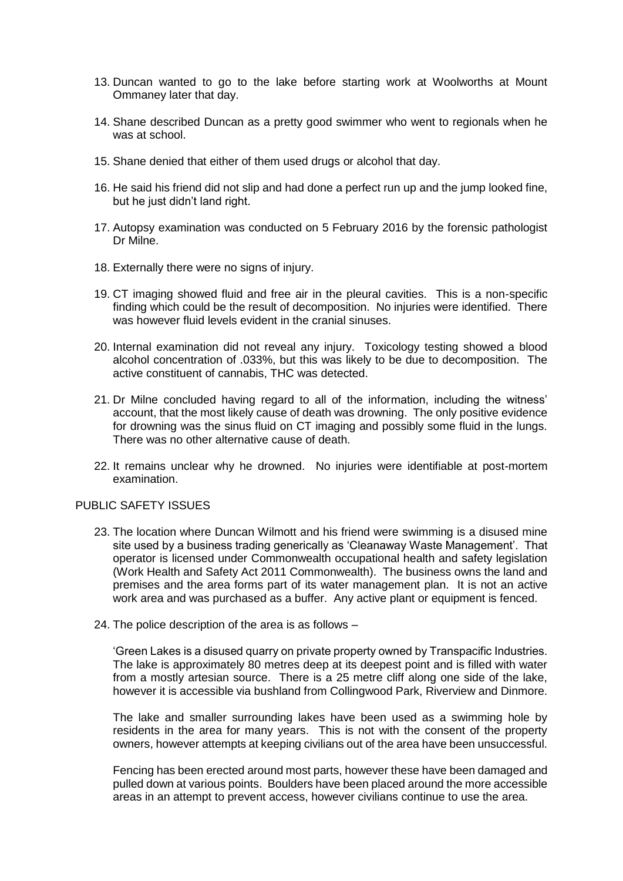13. Duncan wanted to go to the lake before starting work at Woolworths at Mount Ommaney later that day.

14. Shane described Duncan as a pretty good swimmer who went to regionals when he was at school.

15. Shane denied that either of them used drugs or alcohol that day.

16. He said his friend did not slip and had done a perfect run up and the jump looked fine, but he just didn't land right.

17. Autopsy examination was conducted on 5 February 2016 by the forensic pathologist Dr Milne.

18. Externally there were no signs of injury.

19. CT imaging showed fluid and free air in the pleural cavities. This is a non-specific finding which could be the result of decomposition. No injuries were identified. There was however fluid levels evident in the cranial sinuses.

20. Internal examination did not reveal any injury. Toxicology testing showed a blood alcohol concentration of .033%, but this was likely to be due to decomposition. The active constituent of cannabis, THC was detected.

21. Dr Milne concluded having regard to all of the information, including the witness' account, that the most likely cause of death was drowning. The only positive evidence for drowning was the sinus fluid on CT imaging and possibly some fluid in the lungs. There was no other alternative cause of death.

22. It remains unclear why he drowned. No injuries were identifiable at post-mortem examination.

## PUBLIC SAFETY ISSUES

23. The location where Duncan Wilmott and his friend were swimming is a disused mine site used by a business trading generically as 'Cleanaway Waste Management'. That operator is licensed under Commonwealth occupational health and safety legislation (Work Health and Safety Act 2011 Commonwealth). The business owns the land and premises and the area forms part of its water management plan. It is not an active work area and was purchased as a buffer. Any active plant or equipment is fenced.

24. The police description of the area is as follows –

    'Green Lakes is a disused quarry on private property owned by Transpacific Industries. The lake is approximately 80 metres deep at its deepest point and is filled with water from a mostly artesian source. There is a 25 metre cliff along one side of the lake, however it is accessible via bushland from Collingwood Park, Riverview and Dinmore.

    The lake and smaller surrounding lakes have been used as a swimming hole by residents in the area for many years. This is not with the consent of the property owners, however attempts at keeping civilians out of the area have been unsuccessful.

    Fencing has been erected around most parts, however these have been damaged and pulled down at various points. Boulders have been placed around the more accessible areas in an attempt to prevent access, however civilians continue to use the area.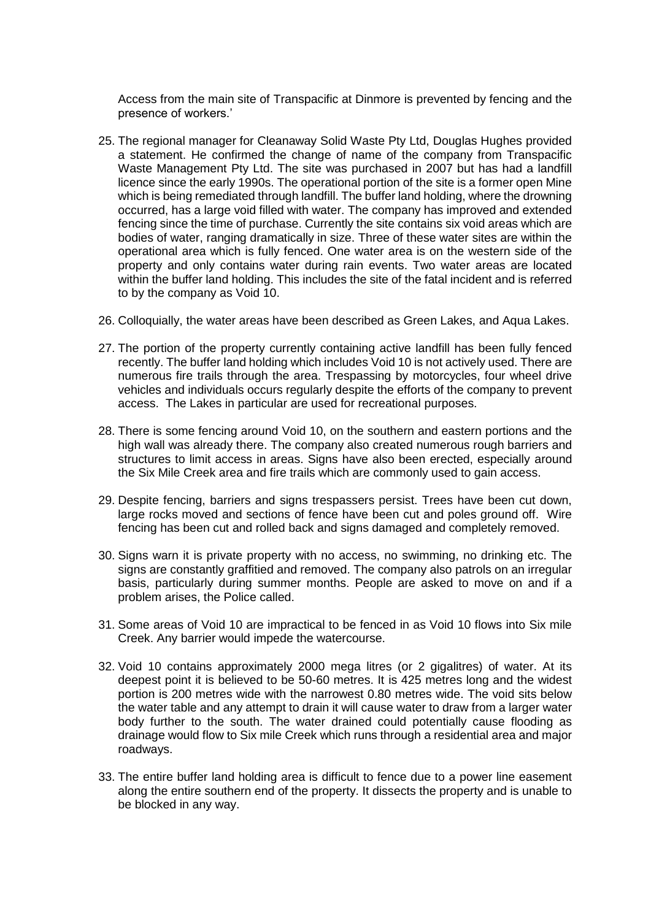Access from the main site of Transpacific at Dinmore is prevented by fencing and the presence of workers.'

25. The regional manager for Cleanaway Solid Waste Pty Ltd, Douglas Hughes provided a statement. He confirmed the change of name of the company from Transpacific Waste Management Pty Ltd. The site was purchased in 2007 but has had a landfill licence since the early 1990s. The operational portion of the site is a former open Mine which is being remediated through landfill. The buffer land holding, where the drowning occurred, has a large void filled with water. The company has improved and extended fencing since the time of purchase. Currently the site contains six void areas which are bodies of water, ranging dramatically in size. Three of these water sites are within the operational area which is fully fenced. One water area is on the western side of the property and only contains water during rain events. Two water areas are located within the buffer land holding. This includes the site of the fatal incident and is referred to by the company as Void 10.

26. Colloquially, the water areas have been described as Green Lakes, and Aqua Lakes.

27. The portion of the property currently containing active landfill has been fully fenced recently. The buffer land holding which includes Void 10 is not actively used. There are numerous fire trails through the area. Trespassing by motorcycles, four wheel drive vehicles and individuals occurs regularly despite the efforts of the company to prevent access. The Lakes in particular are used for recreational purposes.

28. There is some fencing around Void 10, on the southern and eastern portions and the high wall was already there. The company also created numerous rough barriers and structures to limit access in areas. Signs have also been erected, especially around the Six Mile Creek area and fire trails which are commonly used to gain access.

29. Despite fencing, barriers and signs trespassers persist. Trees have been cut down, large rocks moved and sections of fence have been cut and poles ground off. Wire fencing has been cut and rolled back and signs damaged and completely removed.

30. Signs warn it is private property with no access, no swimming, no drinking etc. The signs are constantly graffitied and removed. The company also patrols on an irregular basis, particularly during summer months. People are asked to move on and if a problem arises, the Police called.

31. Some areas of Void 10 are impractical to be fenced in as Void 10 flows into Six mile Creek. Any barrier would impede the watercourse.

32. Void 10 contains approximately 2000 mega litres (or 2 gigalitres) of water. At its deepest point it is believed to be 50-60 metres. It is 425 metres long and the widest portion is 200 metres wide with the narrowest 0.80 metres wide. The void sits below the water table and any attempt to drain it will cause water to draw from a larger water body further to the south. The water drained could potentially cause flooding as drainage would flow to Six mile Creek which runs through a residential area and major roadways.

33. The entire buffer land holding area is difficult to fence due to a power line easement along the entire southern end of the property. It dissects the property and is unable to be blocked in any way.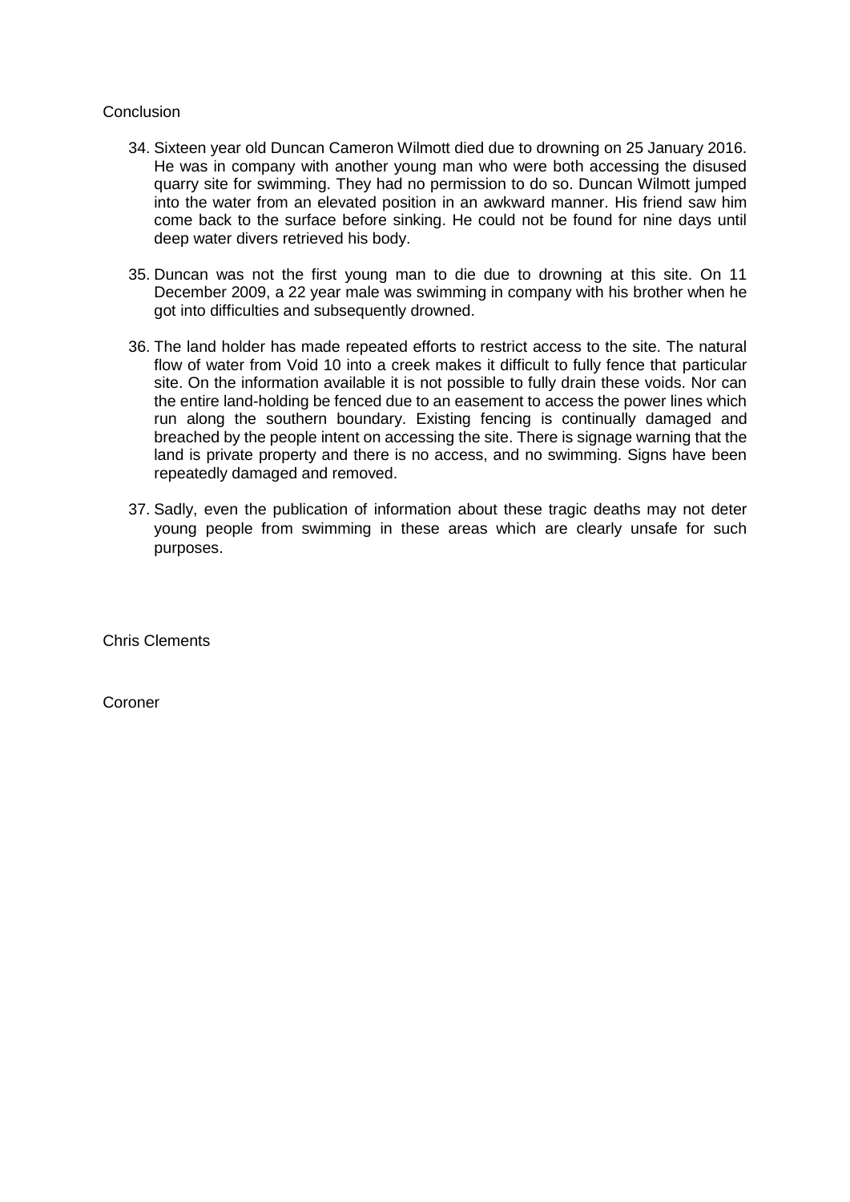Conclusion

34. Sixteen year old Duncan Cameron Wilmott died due to drowning on 25 January 2016. He was in company with another young man who were both accessing the disused quarry site for swimming. They had no permission to do so. Duncan Wilmott jumped into the water from an elevated position in an awkward manner. His friend saw him come back to the surface before sinking. He could not be found for nine days until deep water divers retrieved his body.

35. Duncan was not the first young man to die due to drowning at this site. On 11 December 2009, a 22 year male was swimming in company with his brother when he got into difficulties and subsequently drowned.

36. The land holder has made repeated efforts to restrict access to the site. The natural flow of water from Void 10 into a creek makes it difficult to fully fence that particular site. On the information available it is not possible to fully drain these voids. Nor can the entire land-holding be fenced due to an easement to access the power lines which run along the southern boundary. Existing fencing is continually damaged and breached by the people intent on accessing the site. There is signage warning that the land is private property and there is no access, and no swimming. Signs have been repeatedly damaged and removed.

37. Sadly, even the publication of information about these tragic deaths may not deter young people from swimming in these areas which are clearly unsafe for such purposes.

Chris Clements

Coroner